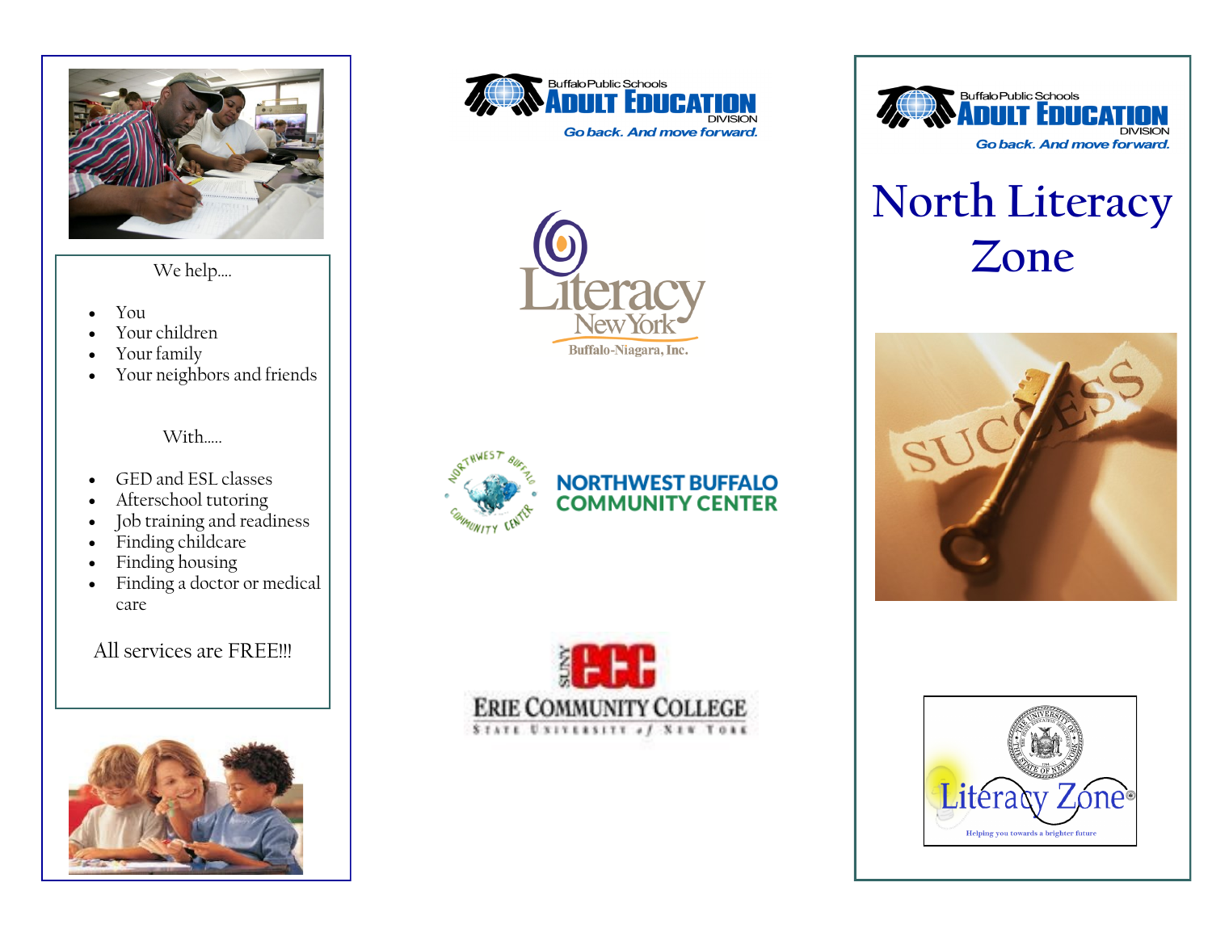We help….

- You
- Your children
- Your family
- Your neighbors and friends

With…..

- GED and ESL classes
- Afterschool tutoring
- Job training and readiness
- Finding childcare
- Finding housing
- Finding a doctor or medical care

All services are FREE!!!

Buffalo Public Schools
ADULT EDUCATION
DIVISION
*Go back. And move forward.*

Literacy New York
Buffalo-Niagara, Inc.

NORTHWEST BUFFALO COMMUNITY CENTER

SUNY ECC
ERIE COMMUNITY COLLEGE
STATE UNIVERSITY of NEW YORK

Buffalo Public Schools
ADULT EDUCATION
DIVISION
*Go back. And move forward.*

# North Literacy Zone

SUCCESS

Literacy Zone
Helping you towards a brighter future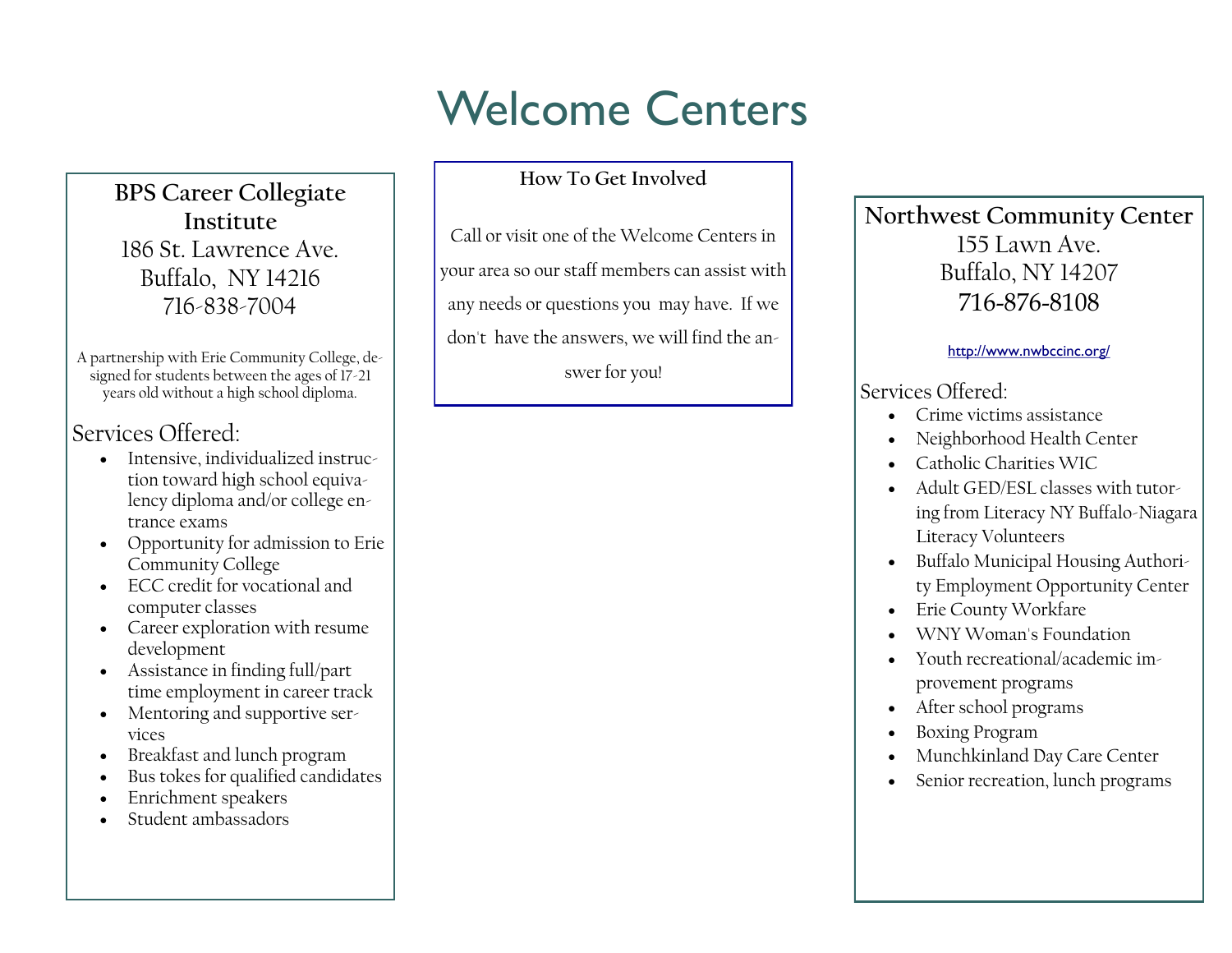# Welcome Centers

## BPS Career Collegiate Institute

186 St. Lawrence Ave.
Buffalo, NY 14216
716-838-7004

A partnership with Erie Community College, designed for students between the ages of 17-21 years old without a high school diploma.

### Services Offered:

- Intensive, individualized instruction toward high school equivalency diploma and/or college entrance exams
- Opportunity for admission to Erie Community College
- ECC credit for vocational and computer classes
- Career exploration with resume development
- Assistance in finding full/part time employment in career track
- Mentoring and supportive services
- Breakfast and lunch program
- Bus tokes for qualified candidates
- Enrichment speakers
- Student ambassadors

## How To Get Involved

Call or visit one of the Welcome Centers in your area so our staff members can assist with any needs or questions you may have. If we don't have the answers, we will find the answer for you!

## Northwest Community Center

155 Lawn Ave.
Buffalo, NY 14207
716-876-8108

http://www.nwbccinc.org/

### Services Offered:

- Crime victims assistance
- Neighborhood Health Center
- Catholic Charities WIC
- Adult GED/ESL classes with tutoring from Literacy NY Buffalo-Niagara Literacy Volunteers
- Buffalo Municipal Housing Authority Employment Opportunity Center
- Erie County Workfare
- WNY Woman's Foundation
- Youth recreational/academic improvement programs
- After school programs
- Boxing Program
- Munchkinland Day Care Center
- Senior recreation, lunch programs